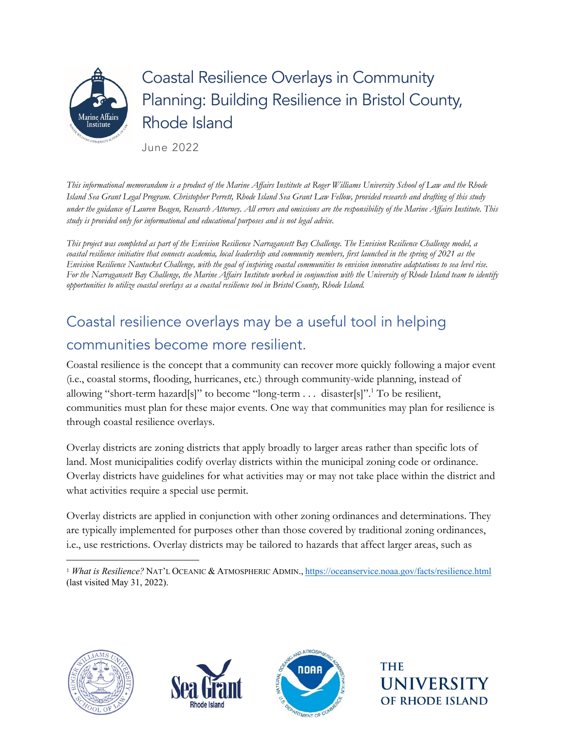# Coastal Resilience Overlays in Community Planning: Building Resilience in Bristol County, Rhode Island

June 2022

*This informational memorandum is a product of the Marine Affairs Institute at Roger Williams University School of Law and the Rhode Island Sea Grant Legal Program. Christopher Perrett, Rhode Island Sea Grant Law Fellow, provided research and drafting of this study under the guidance of Lauren Beagen, Research Attorney. All errors and omissions are the responsibility of the Marine Affairs Institute. This study is provided only for informational and educational purposes and is not legal advice.*

*This project was completed as part of the Envision Resilience Narragansett Bay Challenge. The Envision Resilience Challenge model, a coastal resilience initiative that connects academia, local leadership and community members, first launched in the spring of 2021 as the Envision Resilience Nantucket Challenge, with the goal of inspiring coastal communities to envision innovative adaptations to sea level rise. For the Narragansett Bay Challenge, the Marine Affairs Institute worked in conjunction with the University of Rhode Island team to identify opportunities to utilize coastal overlays as a coastal resilience tool in Bristol County, Rhode Island.*

## Coastal resilience overlays may be a useful tool in helping communities become more resilient.

Coastal resilience is the concept that a community can recover more quickly following a major event (i.e., coastal storms, flooding, hurricanes, etc.) through community-wide planning, instead of allowing "short-term hazard[s]" to become "long-term . . . disaster[s]".[1] To be resilient, communities must plan for these major events. One way that communities may plan for resilience is through coastal resilience overlays.

Overlay districts are zoning districts that apply broadly to larger areas rather than specific lots of land. Most municipalities codify overlay districts within the municipal zoning code or ordinance. Overlay districts have guidelines for what activities may or may not take place within the district and what activities require a special use permit.

Overlay districts are applied in conjunction with other zoning ordinances and determinations. They are typically implemented for purposes other than those covered by traditional zoning ordinances, i.e., use restrictions. Overlay districts may be tailored to hazards that affect larger areas, such as

[1] *What is Resilience?* NAT'L OCEANIC & ATMOSPHERIC ADMIN., https://oceanservice.noaa.gov/facts/resilience.html (last visited May 31, 2022).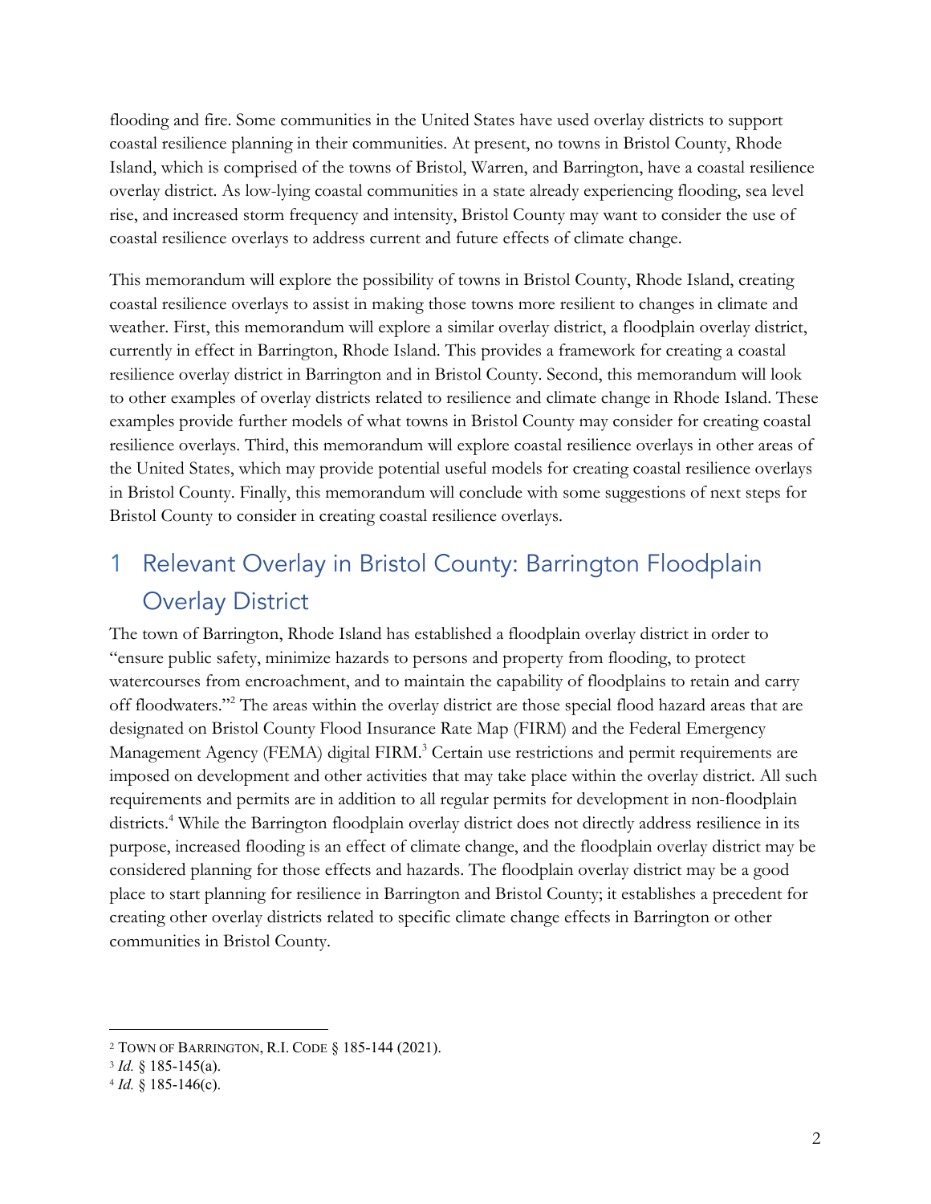flooding and fire. Some communities in the United States have used overlay districts to support coastal resilience planning in their communities. At present, no towns in Bristol County, Rhode Island, which is comprised of the towns of Bristol, Warren, and Barrington, have a coastal resilience overlay district. As low-lying coastal communities in a state already experiencing flooding, sea level rise, and increased storm frequency and intensity, Bristol County may want to consider the use of coastal resilience overlays to address current and future effects of climate change.

This memorandum will explore the possibility of towns in Bristol County, Rhode Island, creating coastal resilience overlays to assist in making those towns more resilient to changes in climate and weather. First, this memorandum will explore a similar overlay district, a floodplain overlay district, currently in effect in Barrington, Rhode Island. This provides a framework for creating a coastal resilience overlay district in Barrington and in Bristol County. Second, this memorandum will look to other examples of overlay districts related to resilience and climate change in Rhode Island. These examples provide further models of what towns in Bristol County may consider for creating coastal resilience overlays. Third, this memorandum will explore coastal resilience overlays in other areas of the United States, which may provide potential useful models for creating coastal resilience overlays in Bristol County. Finally, this memorandum will conclude with some suggestions of next steps for Bristol County to consider in creating coastal resilience overlays.

# 1 Relevant Overlay in Bristol County: Barrington Floodplain Overlay District

The town of Barrington, Rhode Island has established a floodplain overlay district in order to "ensure public safety, minimize hazards to persons and property from flooding, to protect watercourses from encroachment, and to maintain the capability of floodplains to retain and carry off floodwaters."[2] The areas within the overlay district are those special flood hazard areas that are designated on Bristol County Flood Insurance Rate Map (FIRM) and the Federal Emergency Management Agency (FEMA) digital FIRM.[3] Certain use restrictions and permit requirements are imposed on development and other activities that may take place within the overlay district. All such requirements and permits are in addition to all regular permits for development in non-floodplain districts.[4] While the Barrington floodplain overlay district does not directly address resilience in its purpose, increased flooding is an effect of climate change, and the floodplain overlay district may be considered planning for those effects and hazards. The floodplain overlay district may be a good place to start planning for resilience in Barrington and Bristol County; it establishes a precedent for creating other overlay districts related to specific climate change effects in Barrington or other communities in Bristol County.

[2] TOWN OF BARRINGTON, R.I. CODE § 185-144 (2021).
[3] *Id.* § 185-145(a).
[4] *Id.* § 185-146(c).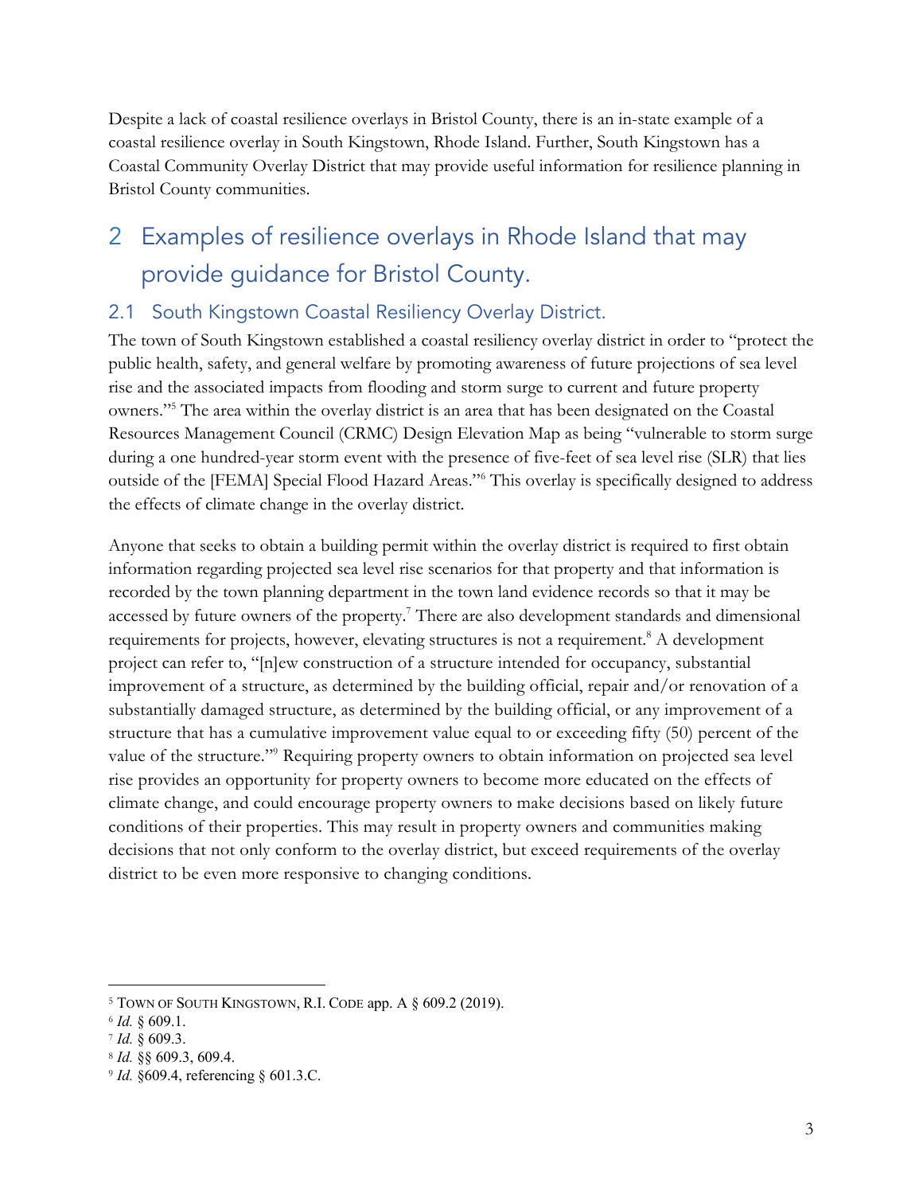Despite a lack of coastal resilience overlays in Bristol County, there is an in-state example of a coastal resilience overlay in South Kingstown, Rhode Island. Further, South Kingstown has a Coastal Community Overlay District that may provide useful information for resilience planning in Bristol County communities.

## 2 Examples of resilience overlays in Rhode Island that may provide guidance for Bristol County.

### 2.1 South Kingstown Coastal Resiliency Overlay District.

The town of South Kingstown established a coastal resiliency overlay district in order to "protect the public health, safety, and general welfare by promoting awareness of future projections of sea level rise and the associated impacts from flooding and storm surge to current and future property owners."[5] The area within the overlay district is an area that has been designated on the Coastal Resources Management Council (CRMC) Design Elevation Map as being "vulnerable to storm surge during a one hundred-year storm event with the presence of five-feet of sea level rise (SLR) that lies outside of the [FEMA] Special Flood Hazard Areas."[6] This overlay is specifically designed to address the effects of climate change in the overlay district.

Anyone that seeks to obtain a building permit within the overlay district is required to first obtain information regarding projected sea level rise scenarios for that property and that information is recorded by the town planning department in the town land evidence records so that it may be accessed by future owners of the property.[7] There are also development standards and dimensional requirements for projects, however, elevating structures is not a requirement.[8] A development project can refer to, "[n]ew construction of a structure intended for occupancy, substantial improvement of a structure, as determined by the building official, repair and/or renovation of a substantially damaged structure, as determined by the building official, or any improvement of a structure that has a cumulative improvement value equal to or exceeding fifty (50) percent of the value of the structure."[9] Requiring property owners to obtain information on projected sea level rise provides an opportunity for property owners to become more educated on the effects of climate change, and could encourage property owners to make decisions based on likely future conditions of their properties. This may result in property owners and communities making decisions that not only conform to the overlay district, but exceed requirements of the overlay district to be even more responsive to changing conditions.

---

[5] TOWN OF SOUTH KINGSTOWN, R.I. CODE app. A § 609.2 (2019).

[6] *Id.* § 609.1.

[7] *Id.* § 609.3.

[8] *Id.* §§ 609.3, 609.4.

[9] *Id.* §609.4, referencing § 601.3.C.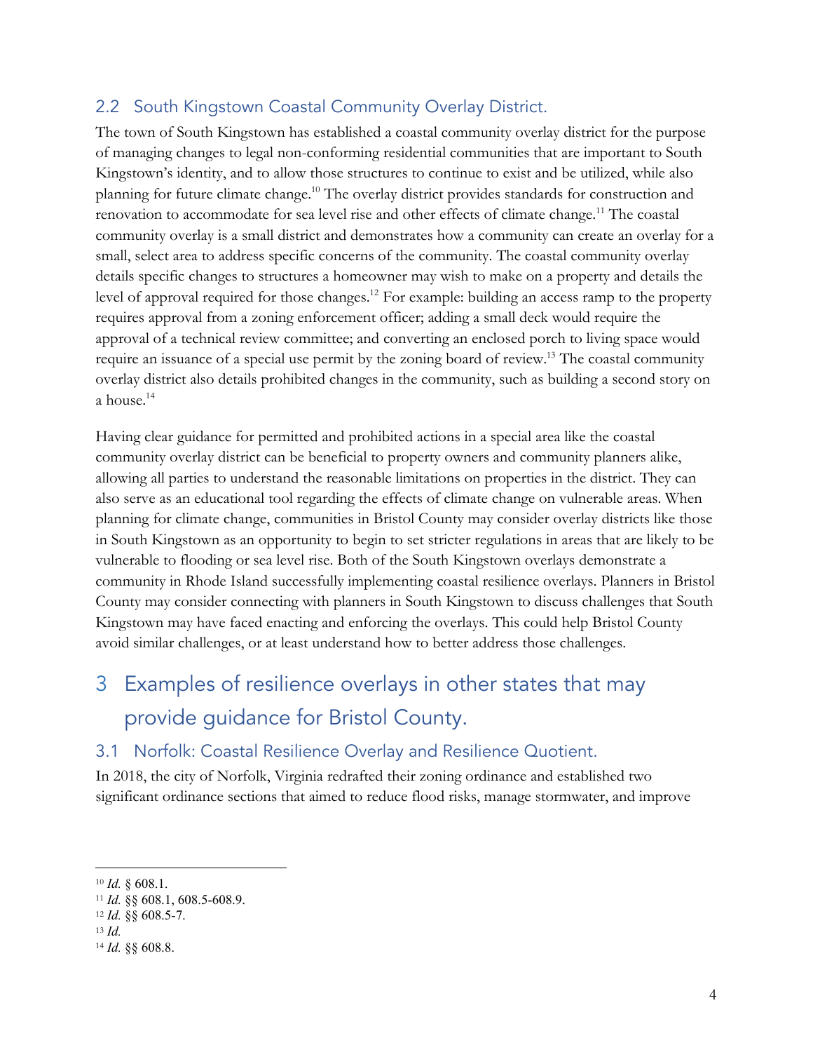## 2.2 South Kingstown Coastal Community Overlay District.

The town of South Kingstown has established a coastal community overlay district for the purpose of managing changes to legal non-conforming residential communities that are important to South Kingstown's identity, and to allow those structures to continue to exist and be utilized, while also planning for future climate change.[10] The overlay district provides standards for construction and renovation to accommodate for sea level rise and other effects of climate change.[11] The coastal community overlay is a small district and demonstrates how a community can create an overlay for a small, select area to address specific concerns of the community. The coastal community overlay details specific changes to structures a homeowner may wish to make on a property and details the level of approval required for those changes.[12] For example: building an access ramp to the property requires approval from a zoning enforcement officer; adding a small deck would require the approval of a technical review committee; and converting an enclosed porch to living space would require an issuance of a special use permit by the zoning board of review.[13] The coastal community overlay district also details prohibited changes in the community, such as building a second story on a house.[14]

Having clear guidance for permitted and prohibited actions in a special area like the coastal community overlay district can be beneficial to property owners and community planners alike, allowing all parties to understand the reasonable limitations on properties in the district. They can also serve as an educational tool regarding the effects of climate change on vulnerable areas. When planning for climate change, communities in Bristol County may consider overlay districts like those in South Kingstown as an opportunity to begin to set stricter regulations in areas that are likely to be vulnerable to flooding or sea level rise. Both of the South Kingstown overlays demonstrate a community in Rhode Island successfully implementing coastal resilience overlays. Planners in Bristol County may consider connecting with planners in South Kingstown to discuss challenges that South Kingstown may have faced enacting and enforcing the overlays. This could help Bristol County avoid similar challenges, or at least understand how to better address those challenges.

# 3 Examples of resilience overlays in other states that may provide guidance for Bristol County.

## 3.1 Norfolk: Coastal Resilience Overlay and Resilience Quotient.

In 2018, the city of Norfolk, Virginia redrafted their zoning ordinance and established two significant ordinance sections that aimed to reduce flood risks, manage stormwater, and improve

---

[10] *Id.* § 608.1.
[11] *Id.* §§ 608.1, 608.5-608.9.
[12] *Id.* §§ 608.5-7.
[13] *Id.*
[14] *Id.* §§ 608.8.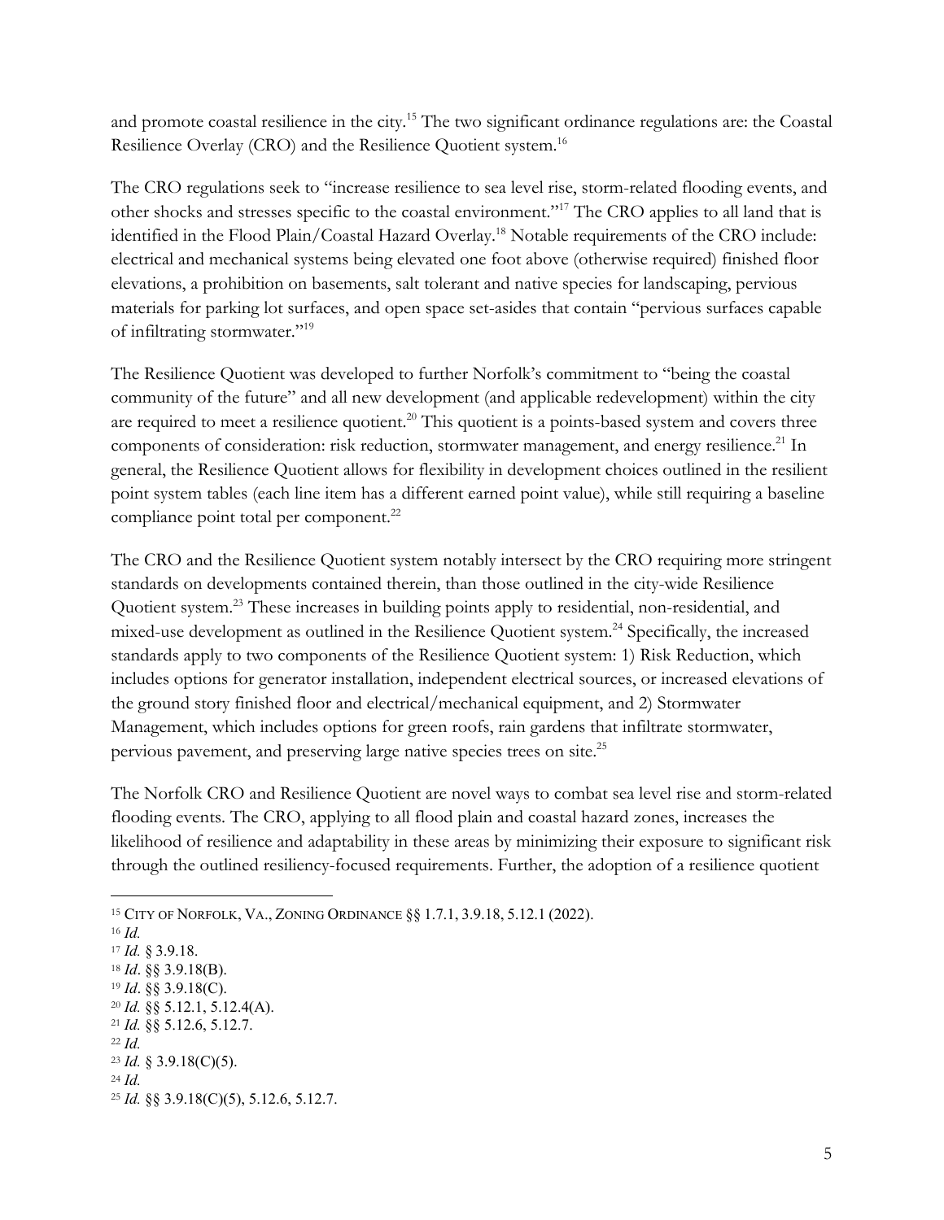and promote coastal resilience in the city.[15] The two significant ordinance regulations are: the Coastal Resilience Overlay (CRO) and the Resilience Quotient system.[16]

The CRO regulations seek to "increase resilience to sea level rise, storm-related flooding events, and other shocks and stresses specific to the coastal environment."[17] The CRO applies to all land that is identified in the Flood Plain/Coastal Hazard Overlay.[18] Notable requirements of the CRO include: electrical and mechanical systems being elevated one foot above (otherwise required) finished floor elevations, a prohibition on basements, salt tolerant and native species for landscaping, pervious materials for parking lot surfaces, and open space set-asides that contain "pervious surfaces capable of infiltrating stormwater."[19]

The Resilience Quotient was developed to further Norfolk's commitment to "being the coastal community of the future" and all new development (and applicable redevelopment) within the city are required to meet a resilience quotient.[20] This quotient is a points-based system and covers three components of consideration: risk reduction, stormwater management, and energy resilience.[21] In general, the Resilience Quotient allows for flexibility in development choices outlined in the resilient point system tables (each line item has a different earned point value), while still requiring a baseline compliance point total per component.[22]

The CRO and the Resilience Quotient system notably intersect by the CRO requiring more stringent standards on developments contained therein, than those outlined in the city-wide Resilience Quotient system.[23] These increases in building points apply to residential, non-residential, and mixed-use development as outlined in the Resilience Quotient system.[24] Specifically, the increased standards apply to two components of the Resilience Quotient system: 1) Risk Reduction, which includes options for generator installation, independent electrical sources, or increased elevations of the ground story finished floor and electrical/mechanical equipment, and 2) Stormwater Management, which includes options for green roofs, rain gardens that infiltrate stormwater, pervious pavement, and preserving large native species trees on site.[25]

The Norfolk CRO and Resilience Quotient are novel ways to combat sea level rise and storm-related flooding events. The CRO, applying to all flood plain and coastal hazard zones, increases the likelihood of resilience and adaptability in these areas by minimizing their exposure to significant risk through the outlined resiliency-focused requirements. Further, the adoption of a resilience quotient

---

[15] CITY OF NORFOLK, VA., ZONING ORDINANCE §§ 1.7.1, 3.9.18, 5.12.1 (2022).

[16] *Id.*

[17] *Id.* § 3.9.18.

[18] *Id*. §§ 3.9.18(B).

[19] *Id*. §§ 3.9.18(C).

[20] *Id.* §§ 5.12.1, 5.12.4(A).

[21] *Id.* §§ 5.12.6, 5.12.7.

[22] *Id.*

[23] *Id.* § 3.9.18(C)(5).

[24] *Id.*

[25] *Id.* §§ 3.9.18(C)(5), 5.12.6, 5.12.7.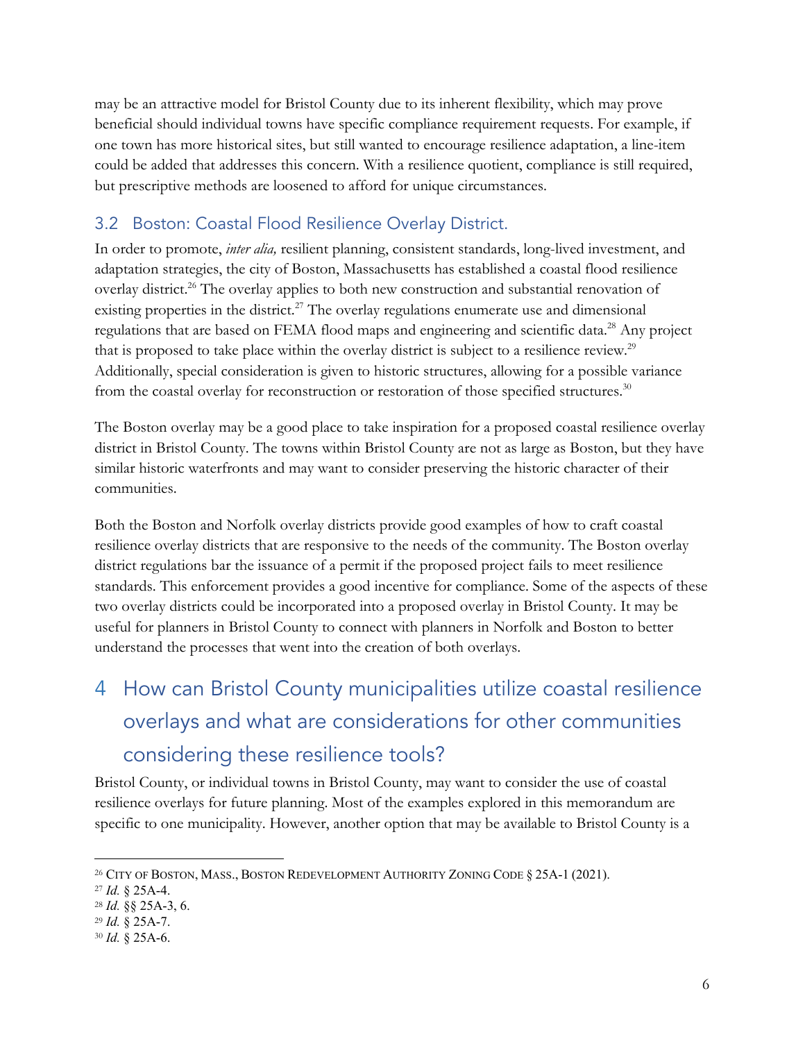may be an attractive model for Bristol County due to its inherent flexibility, which may prove beneficial should individual towns have specific compliance requirement requests. For example, if one town has more historical sites, but still wanted to encourage resilience adaptation, a line-item could be added that addresses this concern. With a resilience quotient, compliance is still required, but prescriptive methods are loosened to afford for unique circumstances.

## 3.2 Boston: Coastal Flood Resilience Overlay District.

In order to promote, *inter alia,* resilient planning, consistent standards, long-lived investment, and adaptation strategies, the city of Boston, Massachusetts has established a coastal flood resilience overlay district.[26] The overlay applies to both new construction and substantial renovation of existing properties in the district.[27] The overlay regulations enumerate use and dimensional regulations that are based on FEMA flood maps and engineering and scientific data.[28] Any project that is proposed to take place within the overlay district is subject to a resilience review.[29] Additionally, special consideration is given to historic structures, allowing for a possible variance from the coastal overlay for reconstruction or restoration of those specified structures.[30]

The Boston overlay may be a good place to take inspiration for a proposed coastal resilience overlay district in Bristol County. The towns within Bristol County are not as large as Boston, but they have similar historic waterfronts and may want to consider preserving the historic character of their communities.

Both the Boston and Norfolk overlay districts provide good examples of how to craft coastal resilience overlay districts that are responsive to the needs of the community. The Boston overlay district regulations bar the issuance of a permit if the proposed project fails to meet resilience standards. This enforcement provides a good incentive for compliance. Some of the aspects of these two overlay districts could be incorporated into a proposed overlay in Bristol County. It may be useful for planners in Bristol County to connect with planners in Norfolk and Boston to better understand the processes that went into the creation of both overlays.

# 4 How can Bristol County municipalities utilize coastal resilience overlays and what are considerations for other communities considering these resilience tools?

Bristol County, or individual towns in Bristol County, may want to consider the use of coastal resilience overlays for future planning. Most of the examples explored in this memorandum are specific to one municipality. However, another option that may be available to Bristol County is a

---

[26] CITY OF BOSTON, MASS., BOSTON REDEVELOPMENT AUTHORITY ZONING CODE § 25A-1 (2021).

[27] *Id.* § 25A-4.

[28] *Id.* §§ 25A-3, 6.

[29] *Id.* § 25A-7.

[30] *Id.* § 25A-6.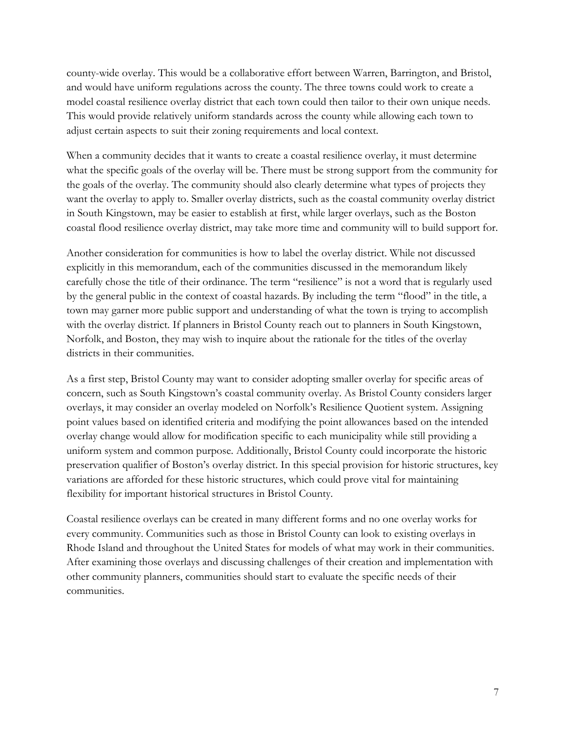county-wide overlay. This would be a collaborative effort between Warren, Barrington, and Bristol, and would have uniform regulations across the county. The three towns could work to create a model coastal resilience overlay district that each town could then tailor to their own unique needs. This would provide relatively uniform standards across the county while allowing each town to adjust certain aspects to suit their zoning requirements and local context.

When a community decides that it wants to create a coastal resilience overlay, it must determine what the specific goals of the overlay will be. There must be strong support from the community for the goals of the overlay. The community should also clearly determine what types of projects they want the overlay to apply to. Smaller overlay districts, such as the coastal community overlay district in South Kingstown, may be easier to establish at first, while larger overlays, such as the Boston coastal flood resilience overlay district, may take more time and community will to build support for.

Another consideration for communities is how to label the overlay district. While not discussed explicitly in this memorandum, each of the communities discussed in the memorandum likely carefully chose the title of their ordinance. The term "resilience" is not a word that is regularly used by the general public in the context of coastal hazards. By including the term "flood" in the title, a town may garner more public support and understanding of what the town is trying to accomplish with the overlay district. If planners in Bristol County reach out to planners in South Kingstown, Norfolk, and Boston, they may wish to inquire about the rationale for the titles of the overlay districts in their communities.

As a first step, Bristol County may want to consider adopting smaller overlay for specific areas of concern, such as South Kingstown's coastal community overlay. As Bristol County considers larger overlays, it may consider an overlay modeled on Norfolk's Resilience Quotient system. Assigning point values based on identified criteria and modifying the point allowances based on the intended overlay change would allow for modification specific to each municipality while still providing a uniform system and common purpose. Additionally, Bristol County could incorporate the historic preservation qualifier of Boston's overlay district. In this special provision for historic structures, key variations are afforded for these historic structures, which could prove vital for maintaining flexibility for important historical structures in Bristol County.

Coastal resilience overlays can be created in many different forms and no one overlay works for every community. Communities such as those in Bristol County can look to existing overlays in Rhode Island and throughout the United States for models of what may work in their communities. After examining those overlays and discussing challenges of their creation and implementation with other community planners, communities should start to evaluate the specific needs of their communities.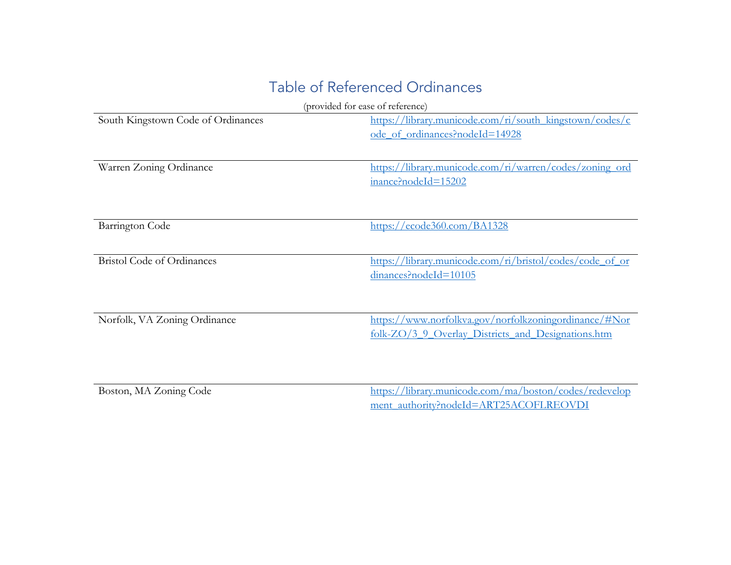## Table of Referenced Ordinances

(provided for ease of reference)

| | |
|---|---|
| South Kingstown Code of Ordinances | https://library.municode.com/ri/south_kingstown/codes/code_of_ordinances?nodeId=14928 |
| Warren Zoning Ordinance | https://library.municode.com/ri/warren/codes/zoning_ordinance?nodeId=15202 |
| Barrington Code | https://ecode360.com/BA1328 |
| Bristol Code of Ordinances | https://library.municode.com/ri/bristol/codes/code_of_ordinances?nodeId=10105 |
| Norfolk, VA Zoning Ordinance | https://www.norfolkva.gov/norfolkzoningordinance/#Norfolk-ZO/3_9_Overlay_Districts_and_Designations.htm |
| Boston, MA Zoning Code | https://library.municode.com/ma/boston/codes/redevelopment_authority?nodeId=ART25ACOFLREOVDI |